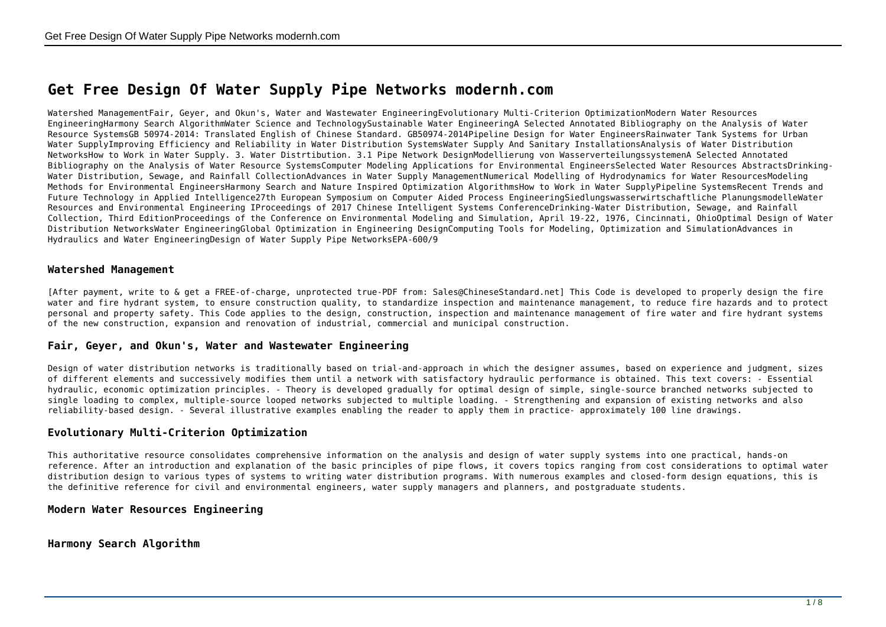# Get Free Design Of Water Supply Pipe Networks modernh.com

Watershed ManagementFair, Geyer, and Okun's, Water and Wastewater EngineeringEvolutionary Multi-Criterion OptimizationModern Water Resources EngineeringHarmony Search AlgorithmWater Science and TechnologySustainable Water EngineeringA Selected Annotated Bibliography on the Analysis of Water Resource SystemsGB 50974-2014: Translated English of Chinese Standard. GB50974-2014Pipeline Design for Water EngineersRainwater Tank Systems for Urban Water SupplyImproving Efficiency and Reliability in Water Distribution SystemsWater Supply And Sanitary InstallationsAnalysis of Water Distribution NetworksHow to Work in Water Supply. 3. Water Distrtibution. 3.1 Pipe Network DesignModellierung von WasserverteilungssystemenA Selected Annotated Bibliography on the Analysis of Water Resource SystemsComputer Modeling Applications for Environmental EngineersSelected Water Resources AbstractsDrinking-Water Distribution, Sewage, and Rainfall CollectionAdvances in Water Supply ManagementNumerical Modelling of Hydrodynamics for Water ResourcesModeling Methods for Environmental EngineersHarmony Search and Nature Inspired Optimization AlgorithmsHow to Work in Water SupplyPipeline SystemsRecent Trends and Future Technology in Applied Intelligence27th European Symposium on Computer Aided Process EngineeringSiedlungswasserwirtschaftliche PlanungsmodelleWater Resources and Environmental Engineering IProceedings of 2017 Chinese Intelligent Systems ConferenceDrinking-Water Distribution, Sewage, and Rainfall Collection, Third EditionProceedings of the Conference on Environmental Modeling and Simulation, April 19-22, 1976, Cincinnati, OhioOptimal Design of Water Distribution NetworksWater EngineeringGlobal Optimization in Engineering DesignComputing Tools for Modeling, Optimization and SimulationAdvances in Hydraulics and Water EngineeringDesign of Water Supply Pipe NetworksEPA-600/9

## Watershed Management

[After payment, write to & get a FREE-of-charge, unprotected true-PDF from: Sales@ChineseStandard.net] This Code is developed to properly design the fire water and fire hydrant system, to ensure construction quality, to standardize inspection and maintenance management, to reduce fire hazards and to protect personal and property safety. This Code applies to the design, construction, inspection and maintenance management of fire water and fire hydrant systems of the new construction, expansion and renovation of industrial, commercial and municipal construction.

## Fair, Geyer, and Okun's, Water and Wastewater Engineering

Design of water distribution networks is traditionally based on trial-and-approach in which the designer assumes, based on experience and judgment, sizes of different elements and successively modifies them until a network with satisfactory hydraulic performance is obtained. This text covers: - Essential hydraulic, economic optimization principles. - Theory is developed gradually for optimal design of simple, single-source branched networks subjected to single loading to complex, multiple-source looped networks subjected to multiple loading. - Strengthening and expansion of existing networks and also reliability-based design. - Several illustrative examples enabling the reader to apply them in practice- approximately 100 line drawings.

## Evolutionary Multi-Criterion Optimization

This authoritative resource consolidates comprehensive information on the analysis and design of water supply systems into one practical, hands-on reference. After an introduction and explanation of the basic principles of pipe flows, it covers topics ranging from cost considerations to optimal water distribution design to various types of systems to writing water distribution programs. With numerous examples and closed-form design equations, this is the definitive reference for civil and environmental engineers, water supply managers and planners, and postgraduate students.

## Modern Water Resources Engineering

## Harmony Search Algorithm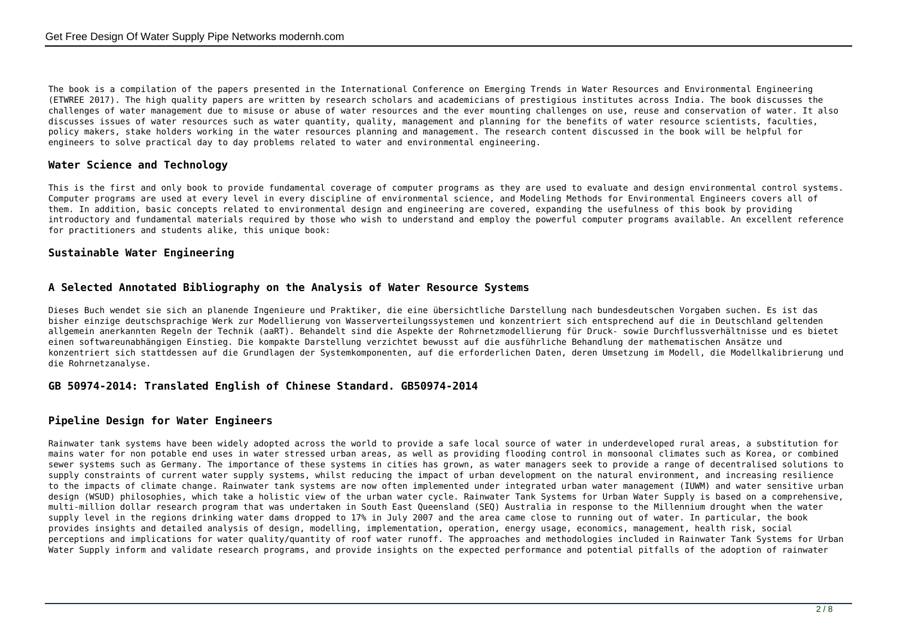The book is a compilation of the papers presented in the International Conference on Emerging Trends in Water Resources and Environmental Engineering (ETWREE 2017). The high quality papers are written by research scholars and academicians of prestigious institutes across India. The book discusses the challenges of water management due to misuse or abuse of water resources and the ever mounting challenges on use, reuse and conservation of water. It also discusses issues of water resources such as water quantity, quality, management and planning for the benefits of water resource scientists, faculties, policy makers, stake holders working in the water resources planning and management. The research content discussed in the book will be helpful for engineers to solve practical day to day problems related to water and environmental engineering.

## Water Science and Technology

This is the first and only book to provide fundamental coverage of computer programs as they are used to evaluate and design environmental control systems. Computer programs are used at every level in every discipline of environmental science, and Modeling Methods for Environmental Engineers covers all of them. In addition, basic concepts related to environmental design and engineering are covered, expanding the usefulness of this book by providing introductory and fundamental materials required by those who wish to understand and employ the powerful computer programs available. An excellent reference for practitioners and students alike, this unique book:

## Sustainable Water Engineering

## A Selected Annotated Bibliography on the Analysis of Water Resource Systems

Dieses Buch wendet sie sich an planende Ingenieure und Praktiker, die eine übersichtliche Darstellung nach bundesdeutschen Vorgaben suchen. Es ist das bisher einzige deutschsprachige Werk zur Modellierung von Wasserverteilungssystemen und konzentriert sich entsprechend auf die in Deutschland geltenden allgemein anerkannten Regeln der Technik (aaRT). Behandelt sind die Aspekte der Rohrnetzmodellierung für Druck- sowie Durchflussverhältnisse und es bietet einen softwareunabhängigen Einstieg. Die kompakte Darstellung verzichtet bewusst auf die ausführliche Behandlung der mathematischen Ansätze und konzentriert sich stattdessen auf die Grundlagen der Systemkomponenten, auf die erforderlichen Daten, deren Umsetzung im Modell, die Modellkalibrierung und die Rohrnetzanalyse.

## GB 50974-2014: Translated English of Chinese Standard. GB50974-2014

## Pipeline Design for Water Engineers

Rainwater tank systems have been widely adopted across the world to provide a safe local source of water in underdeveloped rural areas, a substitution for mains water for non potable end uses in water stressed urban areas, as well as providing flooding control in monsoonal climates such as Korea, or combined sewer systems such as Germany. The importance of these systems in cities has grown, as water managers seek to provide a range of decentralised solutions to supply constraints of current water supply systems, whilst reducing the impact of urban development on the natural environment, and increasing resilience to the impacts of climate change. Rainwater tank systems are now often implemented under integrated urban water management (IUWM) and water sensitive urban design (WSUD) philosophies, which take a holistic view of the urban water cycle. Rainwater Tank Systems for Urban Water Supply is based on a comprehensive, multi-million dollar research program that was undertaken in South East Queensland (SEQ) Australia in response to the Millennium drought when the water supply level in the regions drinking water dams dropped to 17% in July 2007 and the area came close to running out of water. In particular, the book provides insights and detailed analysis of design, modelling, implementation, operation, energy usage, economics, management, health risk, social perceptions and implications for water quality/quantity of roof water runoff. The approaches and methodologies included in Rainwater Tank Systems for Urban Water Supply inform and validate research programs, and provide insights on the expected performance and potential pitfalls of the adoption of rainwater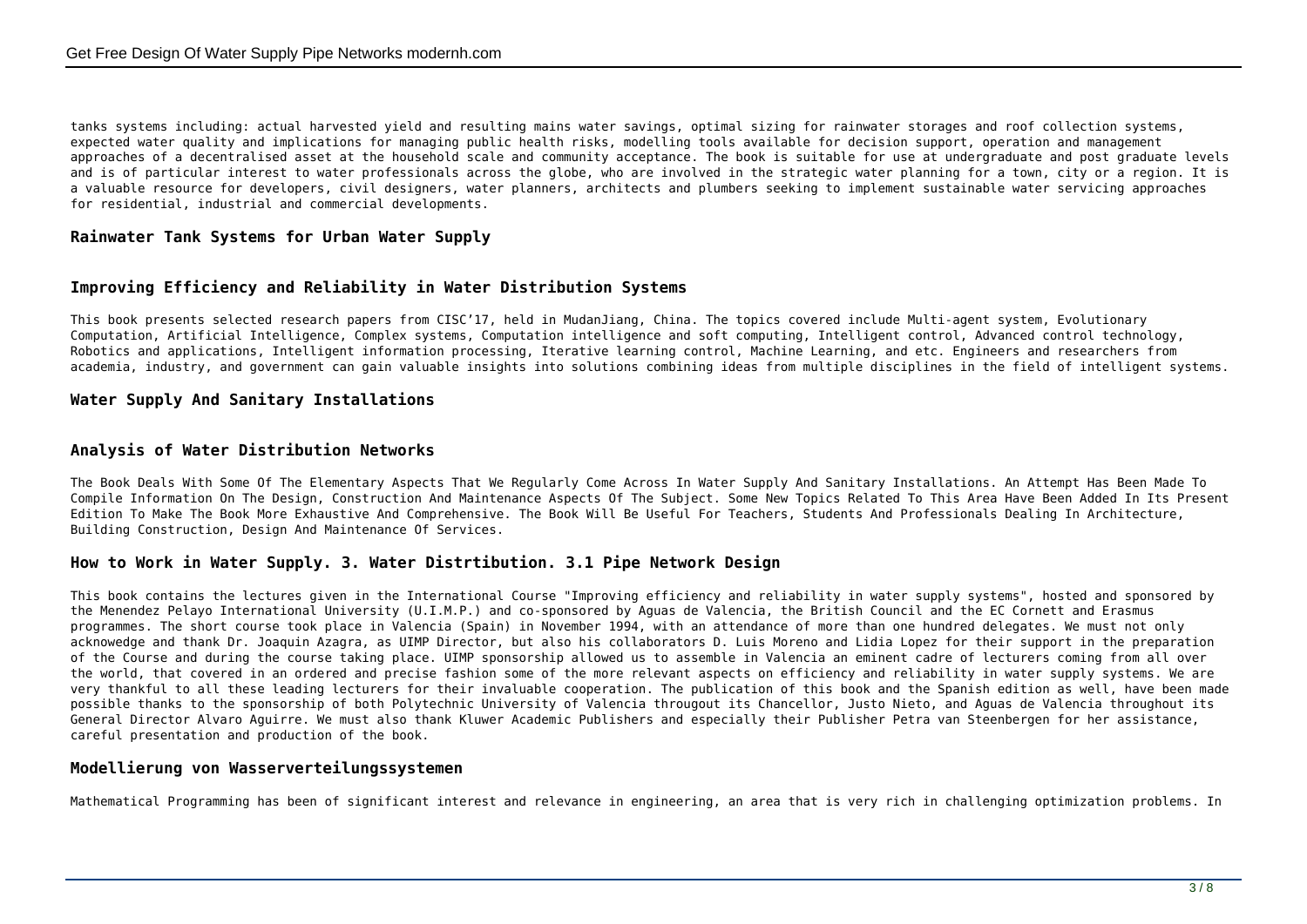tanks systems including: actual harvested yield and resulting mains water savings, optimal sizing for rainwater storages and roof collection systems, expected water quality and implications for managing public health risks, modelling tools available for decision support, operation and management approaches of a decentralised asset at the household scale and community acceptance. The book is suitable for use at undergraduate and post graduate levels and is of particular interest to water professionals across the globe, who are involved in the strategic water planning for a town, city or a region. It is a valuable resource for developers, civil designers, water planners, architects and plumbers seeking to implement sustainable water servicing approaches for residential, industrial and commercial developments.

## Rainwater Tank Systems for Urban Water Supply

## Improving Efficiency and Reliability in Water Distribution Systems

This book presents selected research papers from CISC'17, held in MudanJiang, China. The topics covered include Multi-agent system, Evolutionary Computation, Artificial Intelligence, Complex systems, Computation intelligence and soft computing, Intelligent control, Advanced control technology, Robotics and applications, Intelligent information processing, Iterative learning control, Machine Learning, and etc. Engineers and researchers from academia, industry, and government can gain valuable insights into solutions combining ideas from multiple disciplines in the field of intelligent systems.

## Water Supply And Sanitary Installations

## Analysis of Water Distribution Networks

The Book Deals With Some Of The Elementary Aspects That We Regularly Come Across In Water Supply And Sanitary Installations. An Attempt Has Been Made To Compile Information On The Design, Construction And Maintenance Aspects Of The Subject. Some New Topics Related To This Area Have Been Added In Its Present Edition To Make The Book More Exhaustive And Comprehensive. The Book Will Be Useful For Teachers, Students And Professionals Dealing In Architecture, Building Construction, Design And Maintenance Of Services.

## How to Work in Water Supply. 3. Water Distrtibution. 3.1 Pipe Network Design

This book contains the lectures given in the International Course "Improving efficiency and reliability in water supply systems", hosted and sponsored by the Menendez Pelayo International University (U.I.M.P.) and co-sponsored by Aguas de Valencia, the British Council and the EC Cornett and Erasmus programmes. The short course took place in Valencia (Spain) in November 1994, with an attendance of more than one hundred delegates. We must not only acknowedge and thank Dr. Joaquin Azagra, as UIMP Director, but also his collaborators D. Luis Moreno and Lidia Lopez for their support in the preparation of the Course and during the course taking place. UIMP sponsorship allowed us to assemble in Valencia an eminent cadre of lecturers coming from all over the world, that covered in an ordered and precise fashion some of the more relevant aspects on efficiency and reliability in water supply systems. We are very thankful to all these leading lecturers for their invaluable cooperation. The publication of this book and the Spanish edition as well, have been made possible thanks to the sponsorship of both Polytechnic University of Valencia througout its Chancellor, Justo Nieto, and Aguas de Valencia throughout its General Director Alvaro Aguirre. We must also thank Kluwer Academic Publishers and especially their Publisher Petra van Steenbergen for her assistance, careful presentation and production of the book.

## Modellierung von Wasserverteilungssystemen

Mathematical Programming has been of significant interest and relevance in engineering, an area that is very rich in challenging optimization problems. In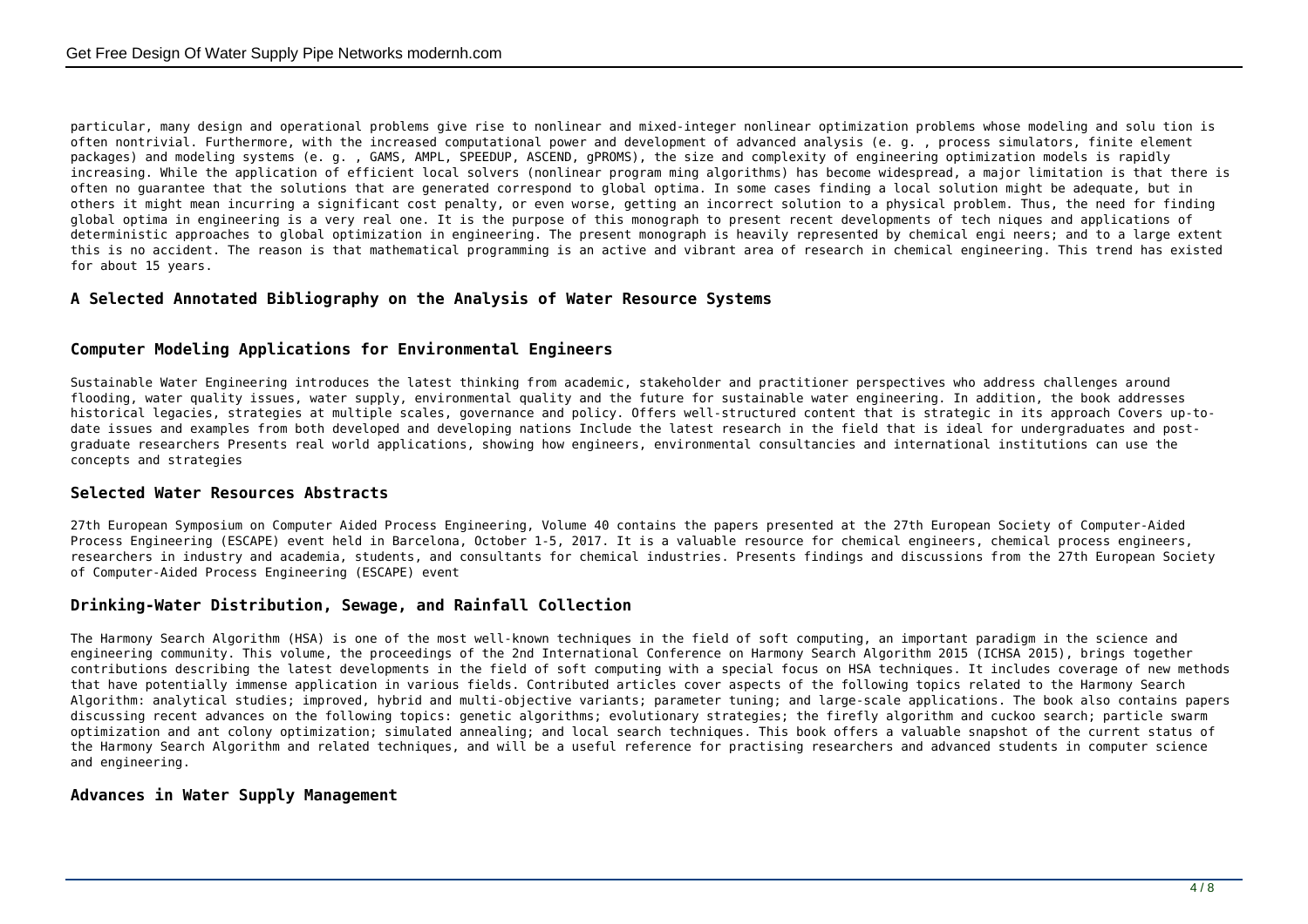particular, many design and operational problems give rise to nonlinear and mixed-integer nonlinear optimization problems whose modeling and solu tion is often nontrivial. Furthermore, with the increased computational power and development of advanced analysis (e. g. , process simulators, finite element packages) and modeling systems (e. g. , GAMS, AMPL, SPEEDUP, ASCEND, gPROMS), the size and complexity of engineering optimization models is rapidly increasing. While the application of efficient local solvers (nonlinear program ming algorithms) has become widespread, a major limitation is that there is often no guarantee that the solutions that are generated correspond to global optima. In some cases finding a local solution might be adequate, but in others it might mean incurring a significant cost penalty, or even worse, getting an incorrect solution to a physical problem. Thus, the need for finding global optima in engineering is a very real one. It is the purpose of this monograph to present recent developments of tech niques and applications of deterministic approaches to global optimization in engineering. The present monograph is heavily represented by chemical engi neers; and to a large extent this is no accident. The reason is that mathematical programming is an active and vibrant area of research in chemical engineering. This trend has existed for about 15 years.

## A Selected Annotated Bibliography on the Analysis of Water Resource Systems

## Computer Modeling Applications for Environmental Engineers

Sustainable Water Engineering introduces the latest thinking from academic, stakeholder and practitioner perspectives who address challenges around flooding, water quality issues, water supply, environmental quality and the future for sustainable water engineering. In addition, the book addresses historical legacies, strategies at multiple scales, governance and policy. Offers well-structured content that is strategic in its approach Covers up-to-date issues and examples from both developed and developing nations Include the latest research in the field that is ideal for undergraduates and post-graduate researchers Presents real world applications, showing how engineers, environmental consultancies and international institutions can use the concepts and strategies

## Selected Water Resources Abstracts

27th European Symposium on Computer Aided Process Engineering, Volume 40 contains the papers presented at the 27th European Society of Computer-Aided Process Engineering (ESCAPE) event held in Barcelona, October 1-5, 2017. It is a valuable resource for chemical engineers, chemical process engineers, researchers in industry and academia, students, and consultants for chemical industries. Presents findings and discussions from the 27th European Society of Computer-Aided Process Engineering (ESCAPE) event

## Drinking-Water Distribution, Sewage, and Rainfall Collection

The Harmony Search Algorithm (HSA) is one of the most well-known techniques in the field of soft computing, an important paradigm in the science and engineering community. This volume, the proceedings of the 2nd International Conference on Harmony Search Algorithm 2015 (ICHSA 2015), brings together contributions describing the latest developments in the field of soft computing with a special focus on HSA techniques. It includes coverage of new methods that have potentially immense application in various fields. Contributed articles cover aspects of the following topics related to the Harmony Search Algorithm: analytical studies; improved, hybrid and multi-objective variants; parameter tuning; and large-scale applications. The book also contains papers discussing recent advances on the following topics: genetic algorithms; evolutionary strategies; the firefly algorithm and cuckoo search; particle swarm optimization and ant colony optimization; simulated annealing; and local search techniques. This book offers a valuable snapshot of the current status of the Harmony Search Algorithm and related techniques, and will be a useful reference for practising researchers and advanced students in computer science and engineering.

## Advances in Water Supply Management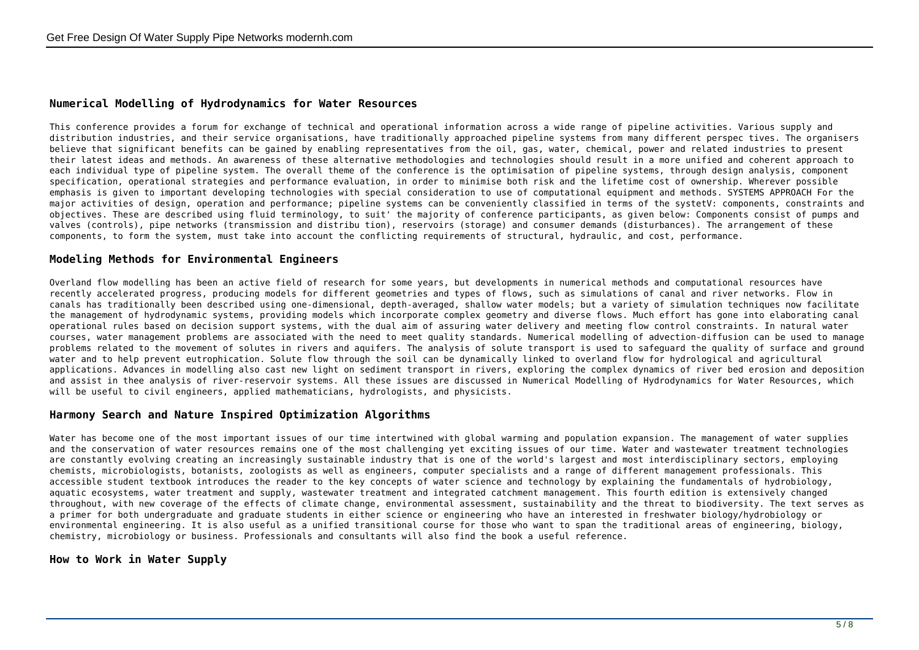## Numerical Modelling of Hydrodynamics for Water Resources

This conference provides a forum for exchange of technical and operational information across a wide range of pipeline activities. Various supply and distribution industries, and their service organisations, have traditionally approached pipeline systems from many different perspec tives. The organisers believe that significant benefits can be gained by enabling representatives from the oil, gas, water, chemical, power and related industries to present their latest ideas and methods. An awareness of these alternative methodologies and technologies should result in a more unified and coherent approach to each individual type of pipeline system. The overall theme of the conference is the optimisation of pipeline systems, through design analysis, component specification, operational strategies and performance evaluation, in order to minimise both risk and the lifetime cost of ownership. Wherever possible emphasis is given to important developing technologies with special consideration to use of computational equipment and methods. SYSTEMS APPROACH For the major activities of design, operation and performance; pipeline systems can be conveniently classified in terms of the systetV: components, constraints and objectives. These are described using fluid terminology, to suit' the majority of conference participants, as given below: Components consist of pumps and valves (controls), pipe networks (transmission and distribu tion), reservoirs (storage) and consumer demands (disturbances). The arrangement of these components, to form the system, must take into account the conflicting requirements of structural, hydraulic, and cost, performance.

## Modeling Methods for Environmental Engineers

Overland flow modelling has been an active field of research for some years, but developments in numerical methods and computational resources have recently accelerated progress, producing models for different geometries and types of flows, such as simulations of canal and river networks. Flow in canals has traditionally been described using one-dimensional, depth-averaged, shallow water models; but a variety of simulation techniques now facilitate the management of hydrodynamic systems, providing models which incorporate complex geometry and diverse flows. Much effort has gone into elaborating canal operational rules based on decision support systems, with the dual aim of assuring water delivery and meeting flow control constraints. In natural water courses, water management problems are associated with the need to meet quality standards. Numerical modelling of advection-diffusion can be used to manage problems related to the movement of solutes in rivers and aquifers. The analysis of solute transport is used to safeguard the quality of surface and ground water and to help prevent eutrophication. Solute flow through the soil can be dynamically linked to overland flow for hydrological and agricultural applications. Advances in modelling also cast new light on sediment transport in rivers, exploring the complex dynamics of river bed erosion and deposition and assist in thee analysis of river-reservoir systems. All these issues are discussed in Numerical Modelling of Hydrodynamics for Water Resources, which will be useful to civil engineers, applied mathematicians, hydrologists, and physicists.

## Harmony Search and Nature Inspired Optimization Algorithms

Water has become one of the most important issues of our time intertwined with global warming and population expansion. The management of water supplies and the conservation of water resources remains one of the most challenging yet exciting issues of our time. Water and wastewater treatment technologies are constantly evolving creating an increasingly sustainable industry that is one of the world's largest and most interdisciplinary sectors, employing chemists, microbiologists, botanists, zoologists as well as engineers, computer specialists and a range of different management professionals. This accessible student textbook introduces the reader to the key concepts of water science and technology by explaining the fundamentals of hydrobiology, aquatic ecosystems, water treatment and supply, wastewater treatment and integrated catchment management. This fourth edition is extensively changed throughout, with new coverage of the effects of climate change, environmental assessment, sustainability and the threat to biodiversity. The text serves as a primer for both undergraduate and graduate students in either science or engineering who have an interested in freshwater biology/hydrobiology or environmental engineering. It is also useful as a unified transitional course for those who want to span the traditional areas of engineering, biology, chemistry, microbiology or business. Professionals and consultants will also find the book a useful reference.

## How to Work in Water Supply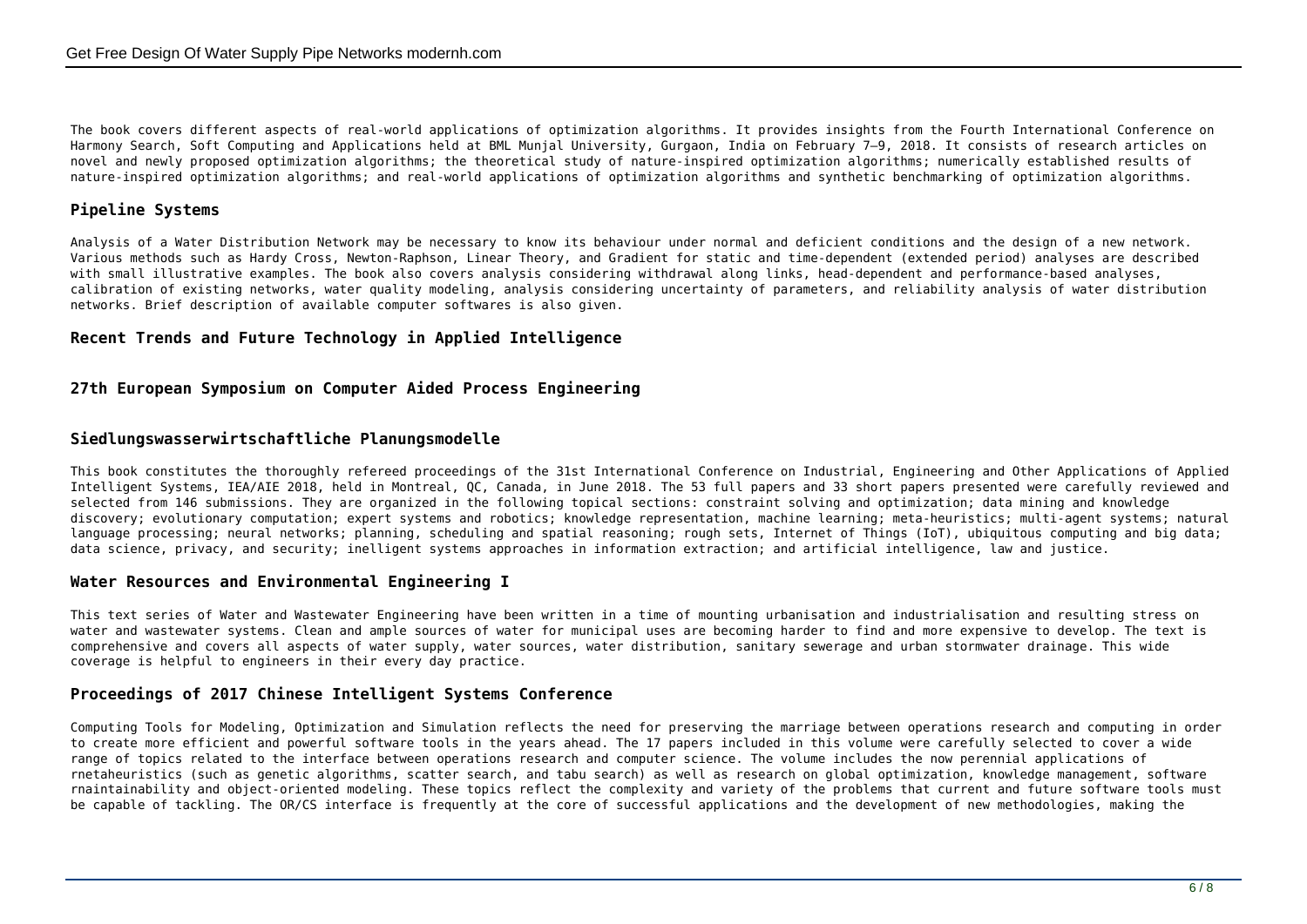The book covers different aspects of real-world applications of optimization algorithms. It provides insights from the Fourth International Conference on Harmony Search, Soft Computing and Applications held at BML Munjal University, Gurgaon, India on February 7–9, 2018. It consists of research articles on novel and newly proposed optimization algorithms; the theoretical study of nature-inspired optimization algorithms; numerically established results of nature-inspired optimization algorithms; and real-world applications of optimization algorithms and synthetic benchmarking of optimization algorithms.

## Pipeline Systems

Analysis of a Water Distribution Network may be necessary to know its behaviour under normal and deficient conditions and the design of a new network. Various methods such as Hardy Cross, Newton-Raphson, Linear Theory, and Gradient for static and time-dependent (extended period) analyses are described with small illustrative examples. The book also covers analysis considering withdrawal along links, head-dependent and performance-based analyses, calibration of existing networks, water quality modeling, analysis considering uncertainty of parameters, and reliability analysis of water distribution networks. Brief description of available computer softwares is also given.

## Recent Trends and Future Technology in Applied Intelligence

## 27th European Symposium on Computer Aided Process Engineering

## Siedlungswasserwirtschaftliche Planungsmodelle

This book constitutes the thoroughly refereed proceedings of the 31st International Conference on Industrial, Engineering and Other Applications of Applied Intelligent Systems, IEA/AIE 2018, held in Montreal, QC, Canada, in June 2018. The 53 full papers and 33 short papers presented were carefully reviewed and selected from 146 submissions. They are organized in the following topical sections: constraint solving and optimization; data mining and knowledge discovery; evolutionary computation; expert systems and robotics; knowledge representation, machine learning; meta-heuristics; multi-agent systems; natural language processing; neural networks; planning, scheduling and spatial reasoning; rough sets, Internet of Things (IoT), ubiquitous computing and big data; data science, privacy, and security; inelligent systems approaches in information extraction; and artificial intelligence, law and justice.

## Water Resources and Environmental Engineering I

This text series of Water and Wastewater Engineering have been written in a time of mounting urbanisation and industrialisation and resulting stress on water and wastewater systems. Clean and ample sources of water for municipal uses are becoming harder to find and more expensive to develop. The text is comprehensive and covers all aspects of water supply, water sources, water distribution, sanitary sewerage and urban stormwater drainage. This wide coverage is helpful to engineers in their every day practice.

## Proceedings of 2017 Chinese Intelligent Systems Conference

Computing Tools for Modeling, Optimization and Simulation reflects the need for preserving the marriage between operations research and computing in order to create more efficient and powerful software tools in the years ahead. The 17 papers included in this volume were carefully selected to cover a wide range of topics related to the interface between operations research and computer science. The volume includes the now perennial applications of rnetaheuristics (such as genetic algorithms, scatter search, and tabu search) as well as research on global optimization, knowledge management, software rnaintainability and object-oriented modeling. These topics reflect the complexity and variety of the problems that current and future software tools must be capable of tackling. The OR/CS interface is frequently at the core of successful applications and the development of new methodologies, making the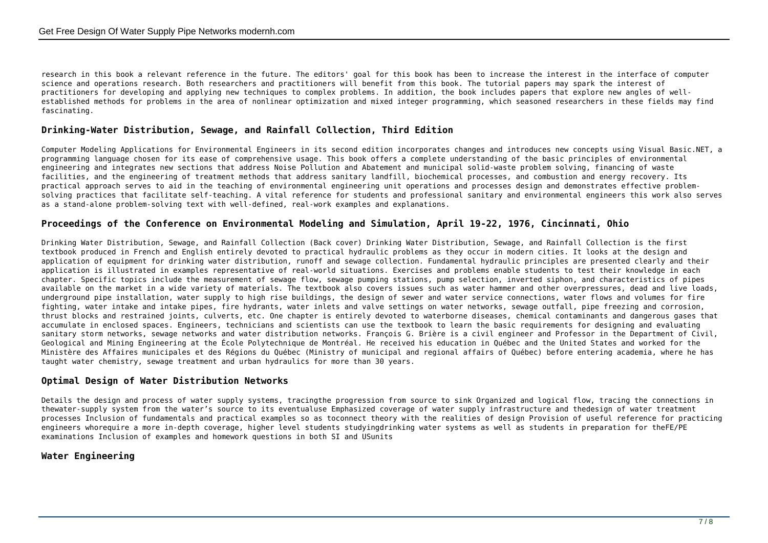research in this book a relevant reference in the future. The editors' goal for this book has been to increase the interest in the interface of computer science and operations research. Both researchers and practitioners will benefit from this book. The tutorial papers may spark the interest of practitioners for developing and applying new techniques to complex problems. In addition, the book includes papers that explore new angles of well-established methods for problems in the area of nonlinear optimization and mixed integer programming, which seasoned researchers in these fields may find fascinating.

## Drinking-Water Distribution, Sewage, and Rainfall Collection, Third Edition

Computer Modeling Applications for Environmental Engineers in its second edition incorporates changes and introduces new concepts using Visual Basic.NET, a programming language chosen for its ease of comprehensive usage. This book offers a complete understanding of the basic principles of environmental engineering and integrates new sections that address Noise Pollution and Abatement and municipal solid-waste problem solving, financing of waste facilities, and the engineering of treatment methods that address sanitary landfill, biochemical processes, and combustion and energy recovery. Its practical approach serves to aid in the teaching of environmental engineering unit operations and processes design and demonstrates effective problem-solving practices that facilitate self-teaching. A vital reference for students and professional sanitary and environmental engineers this work also serves as a stand-alone problem-solving text with well-defined, real-work examples and explanations.

## Proceedings of the Conference on Environmental Modeling and Simulation, April 19-22, 1976, Cincinnati, Ohio

Drinking Water Distribution, Sewage, and Rainfall Collection (Back cover) Drinking Water Distribution, Sewage, and Rainfall Collection is the first textbook produced in French and English entirely devoted to practical hydraulic problems as they occur in modern cities. It looks at the design and application of equipment for drinking water distribution, runoff and sewage collection. Fundamental hydraulic principles are presented clearly and their application is illustrated in examples representative of real-world situations. Exercises and problems enable students to test their knowledge in each chapter. Specific topics include the measurement of sewage flow, sewage pumping stations, pump selection, inverted siphon, and characteristics of pipes available on the market in a wide variety of materials. The textbook also covers issues such as water hammer and other overpressures, dead and live loads, underground pipe installation, water supply to high rise buildings, the design of sewer and water service connections, water flows and volumes for fire fighting, water intake and intake pipes, fire hydrants, water inlets and valve settings on water networks, sewage outfall, pipe freezing and corrosion, thrust blocks and restrained joints, culverts, etc. One chapter is entirely devoted to waterborne diseases, chemical contaminants and dangerous gases that accumulate in enclosed spaces. Engineers, technicians and scientists can use the textbook to learn the basic requirements for designing and evaluating sanitary storm networks, sewage networks and water distribution networks. François G. Brière is a civil engineer and Professor in the Department of Civil, Geological and Mining Engineering at the École Polytechnique de Montréal. He received his education in Québec and the United States and worked for the Ministère des Affaires municipales et des Régions du Québec (Ministry of municipal and regional affairs of Québec) before entering academia, where he has taught water chemistry, sewage treatment and urban hydraulics for more than 30 years.

## Optimal Design of Water Distribution Networks

Details the design and process of water supply systems, tracingthe progression from source to sink Organized and logical flow, tracing the connections in thewater-supply system from the water's source to its eventualuse Emphasized coverage of water supply infrastructure and thedesign of water treatment processes Inclusion of fundamentals and practical examples so as toconnect theory with the realities of design Provision of useful reference for practicing engineers whorequire a more in-depth coverage, higher level students studyingdrinking water systems as well as students in preparation for theFE/PE examinations Inclusion of examples and homework questions in both SI and USunits

## Water Engineering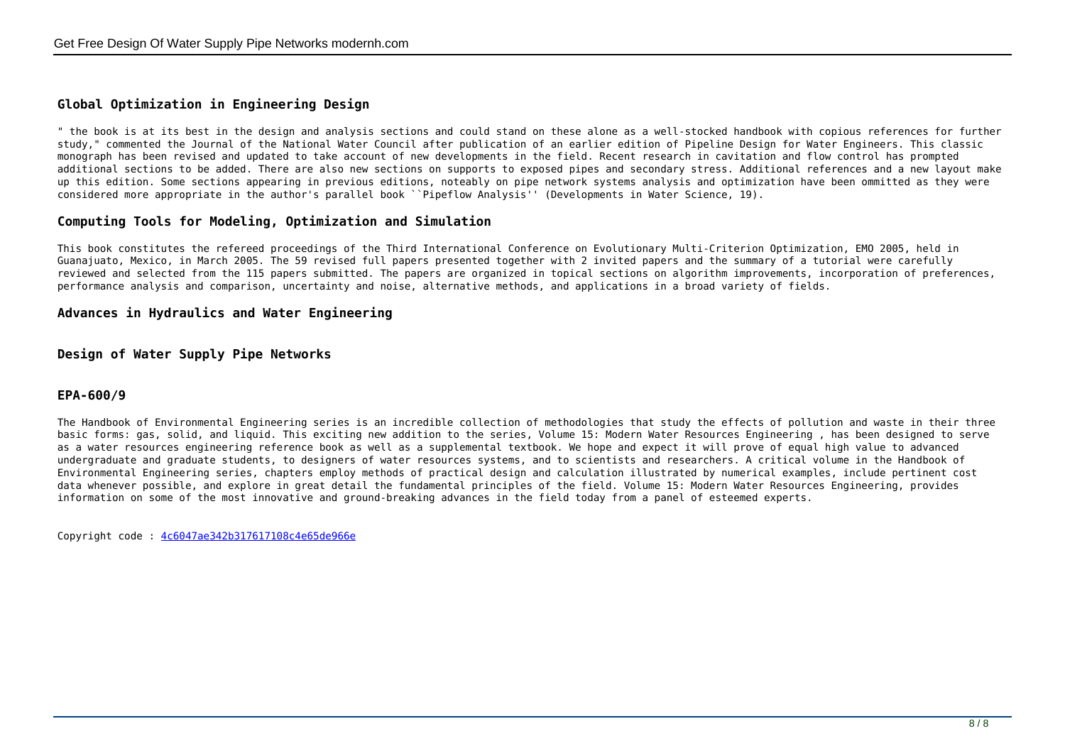## Global Optimization in Engineering Design

" the book is at its best in the design and analysis sections and could stand on these alone as a well-stocked handbook with copious references for further study," commented the Journal of the National Water Council after publication of an earlier edition of Pipeline Design for Water Engineers. This classic monograph has been revised and updated to take account of new developments in the field. Recent research in cavitation and flow control has prompted additional sections to be added. There are also new sections on supports to exposed pipes and secondary stress. Additional references and a new layout make up this edition. Some sections appearing in previous editions, noteably on pipe network systems analysis and optimization have been ommitted as they were considered more appropriate in the author's parallel book ``Pipeflow Analysis'' (Developments in Water Science, 19).

## Computing Tools for Modeling, Optimization and Simulation

This book constitutes the refereed proceedings of the Third International Conference on Evolutionary Multi-Criterion Optimization, EMO 2005, held in Guanajuato, Mexico, in March 2005. The 59 revised full papers presented together with 2 invited papers and the summary of a tutorial were carefully reviewed and selected from the 115 papers submitted. The papers are organized in topical sections on algorithm improvements, incorporation of preferences, performance analysis and comparison, uncertainty and noise, alternative methods, and applications in a broad variety of fields.

## Advances in Hydraulics and Water Engineering

## Design of Water Supply Pipe Networks

## EPA-600/9

The Handbook of Environmental Engineering series is an incredible collection of methodologies that study the effects of pollution and waste in their three basic forms: gas, solid, and liquid. This exciting new addition to the series, Volume 15: Modern Water Resources Engineering , has been designed to serve as a water resources engineering reference book as well as a supplemental textbook. We hope and expect it will prove of equal high value to advanced undergraduate and graduate students, to designers of water resources systems, and to scientists and researchers. A critical volume in the Handbook of Environmental Engineering series, chapters employ methods of practical design and calculation illustrated by numerical examples, include pertinent cost data whenever possible, and explore in great detail the fundamental principles of the field. Volume 15: Modern Water Resources Engineering, provides information on some of the most innovative and ground-breaking advances in the field today from a panel of esteemed experts.

Copyright code : 4c6047ae342b317617108c4e65de966e